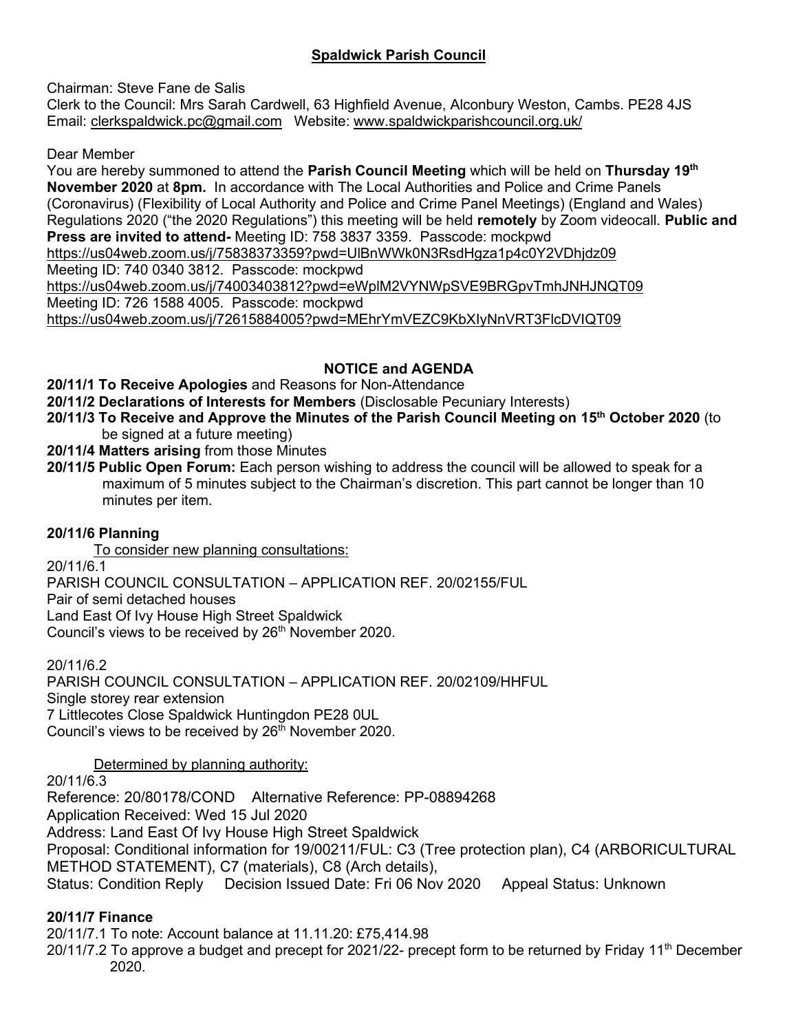# Spaldwick Parish Council

Chairman: Steve Fane de Salis
Clerk to the Council: Mrs Sarah Cardwell, 63 Highfield Avenue, Alconbury Weston, Cambs. PE28 4JS
Email: clerkspaldwick.pc@gmail.com Website: www.spaldwickparishcouncil.org.uk/

Dear Member

You are hereby summoned to attend the **Parish Council Meeting** which will be held on **Thursday 19th November 2020** at **8pm.** In accordance with The Local Authorities and Police and Crime Panels (Coronavirus) (Flexibility of Local Authority and Police and Crime Panel Meetings) (England and Wales) Regulations 2020 ("the 2020 Regulations") this meeting will be held **remotely** by Zoom videocall. **Public and Press are invited to attend-** Meeting ID: 758 3837 3359. Passcode: mockpwd
https://us04web.zoom.us/j/75838373359?pwd=UlBnWWk0N3RsdHgza1p4c0Y2VDhjdz09
Meeting ID: 740 0340 3812. Passcode: mockpwd
https://us04web.zoom.us/j/74003403812?pwd=eWplM2VYNWpSVE9BRGpvTmhJNHJNQT09
Meeting ID: 726 1588 4005. Passcode: mockpwd
https://us04web.zoom.us/j/72615884005?pwd=MEhrYmVEZC9KbXIyNnVRT3FlcDVIQT09

## NOTICE and AGENDA

**20/11/1 To Receive Apologies** and Reasons for Non-Attendance

**20/11/2 Declarations of Interests for Members** (Disclosable Pecuniary Interests)

**20/11/3 To Receive and Approve the Minutes of the Parish Council Meeting on 15th October 2020** (to be signed at a future meeting)

**20/11/4 Matters arising** from those Minutes

**20/11/5 Public Open Forum:** Each person wishing to address the council will be allowed to speak for a maximum of 5 minutes subject to the Chairman's discretion. This part cannot be longer than 10 minutes per item.

### 20/11/6 Planning

To consider new planning consultations:

20/11/6.1
PARISH COUNCIL CONSULTATION – APPLICATION REF. 20/02155/FUL
Pair of semi detached houses
Land East Of Ivy House High Street Spaldwick
Council's views to be received by 26th November 2020.

20/11/6.2
PARISH COUNCIL CONSULTATION – APPLICATION REF. 20/02109/HHFUL
Single storey rear extension
7 Littlecotes Close Spaldwick Huntingdon PE28 0UL
Council's views to be received by 26th November 2020.

Determined by planning authority:

20/11/6.3
Reference: 20/80178/COND Alternative Reference: PP-08894268
Application Received: Wed 15 Jul 2020
Address: Land East Of Ivy House High Street Spaldwick
Proposal: Conditional information for 19/00211/FUL: C3 (Tree protection plan), C4 (ARBORICULTURAL METHOD STATEMENT), C7 (materials), C8 (Arch details),
Status: Condition Reply Decision Issued Date: Fri 06 Nov 2020 Appeal Status: Unknown

### 20/11/7 Finance

20/11/7.1 To note: Account balance at 11.11.20: £75,414.98

20/11/7.2 To approve a budget and precept for 2021/22- precept form to be returned by Friday 11th December 2020.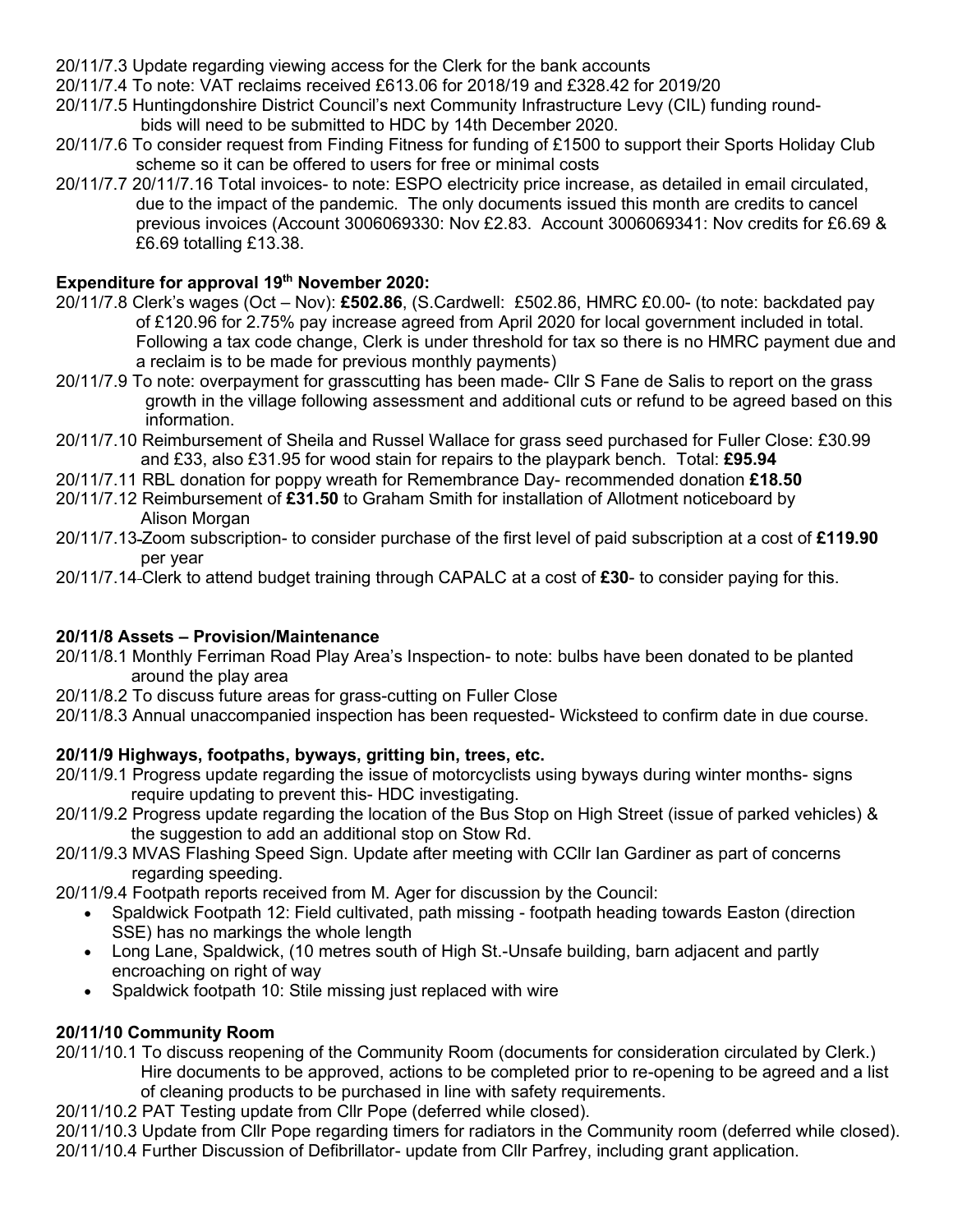20/11/7.3 Update regarding viewing access for the Clerk for the bank accounts

20/11/7.4 To note: VAT reclaims received £613.06 for 2018/19 and £328.42 for 2019/20

20/11/7.5 Huntingdonshire District Council's next Community Infrastructure Levy (CIL) funding round- bids will need to be submitted to HDC by 14th December 2020.

20/11/7.6 To consider request from Finding Fitness for funding of £1500 to support their Sports Holiday Club scheme so it can be offered to users for free or minimal costs

20/11/7.7 20/11/7.16 Total invoices- to note: ESPO electricity price increase, as detailed in email circulated, due to the impact of the pandemic. The only documents issued this month are credits to cancel previous invoices (Account 3006069330: Nov £2.83. Account 3006069341: Nov credits for £6.69 & £6.69 totalling £13.38.

**Expenditure for approval 19th November 2020:**

20/11/7.8 Clerk's wages (Oct – Nov): **£502.86**, (S.Cardwell: £502.86, HMRC £0.00- (to note: backdated pay of £120.96 for 2.75% pay increase agreed from April 2020 for local government included in total. Following a tax code change, Clerk is under threshold for tax so there is no HMRC payment due and a reclaim is to be made for previous monthly payments)

20/11/7.9 To note: overpayment for grasscutting has been made- Cllr S Fane de Salis to report on the grass growth in the village following assessment and additional cuts or refund to be agreed based on this information.

20/11/7.10 Reimbursement of Sheila and Russel Wallace for grass seed purchased for Fuller Close: £30.99 and £33, also £31.95 for wood stain for repairs to the playpark bench. Total: **£95.94**

20/11/7.11 RBL donation for poppy wreath for Remembrance Day- recommended donation **£18.50**

20/11/7.12 Reimbursement of **£31.50** to Graham Smith for installation of Allotment noticeboard by Alison Morgan

20/11/7.13 Zoom subscription- to consider purchase of the first level of paid subscription at a cost of **£119.90** per year

20/11/7.14 Clerk to attend budget training through CAPALC at a cost of **£30**- to consider paying for this.

**20/11/8 Assets – Provision/Maintenance**

20/11/8.1 Monthly Ferriman Road Play Area's Inspection- to note: bulbs have been donated to be planted around the play area

20/11/8.2 To discuss future areas for grass-cutting on Fuller Close

20/11/8.3 Annual unaccompanied inspection has been requested- Wicksteed to confirm date in due course.

**20/11/9 Highways, footpaths, byways, gritting bin, trees, etc.**

20/11/9.1 Progress update regarding the issue of motorcyclists using byways during winter months- signs require updating to prevent this- HDC investigating.

20/11/9.2 Progress update regarding the location of the Bus Stop on High Street (issue of parked vehicles) & the suggestion to add an additional stop on Stow Rd.

20/11/9.3 MVAS Flashing Speed Sign. Update after meeting with CCllr Ian Gardiner as part of concerns regarding speeding.

20/11/9.4 Footpath reports received from M. Ager for discussion by the Council:

- Spaldwick Footpath 12: Field cultivated, path missing - footpath heading towards Easton (direction SSE) has no markings the whole length
- Long Lane, Spaldwick, (10 metres south of High St.-Unsafe building, barn adjacent and partly encroaching on right of way
- Spaldwick footpath 10: Stile missing just replaced with wire

**20/11/10 Community Room**

20/11/10.1 To discuss reopening of the Community Room (documents for consideration circulated by Clerk.) Hire documents to be approved, actions to be completed prior to re-opening to be agreed and a list of cleaning products to be purchased in line with safety requirements.

20/11/10.2 PAT Testing update from Cllr Pope (deferred while closed).

20/11/10.3 Update from Cllr Pope regarding timers for radiators in the Community room (deferred while closed).

20/11/10.4 Further Discussion of Defibrillator- update from Cllr Parfrey, including grant application.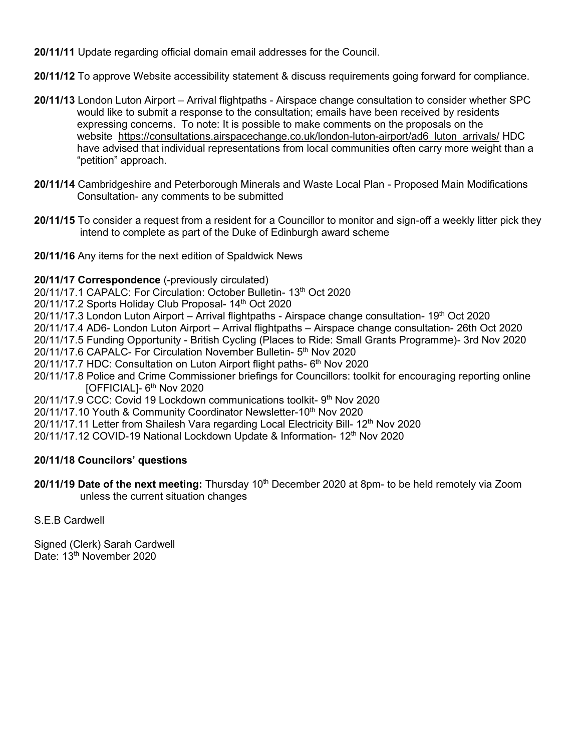**20/11/11** Update regarding official domain email addresses for the Council.

**20/11/12** To approve Website accessibility statement & discuss requirements going forward for compliance.

**20/11/13** London Luton Airport – Arrival flightpaths - Airspace change consultation to consider whether SPC would like to submit a response to the consultation; emails have been received by residents expressing concerns. To note: It is possible to make comments on the proposals on the website https://consultations.airspacechange.co.uk/london-luton-airport/ad6_luton_arrivals/ HDC have advised that individual representations from local communities often carry more weight than a "petition" approach.

**20/11/14** Cambridgeshire and Peterborough Minerals and Waste Local Plan - Proposed Main Modifications Consultation- any comments to be submitted

**20/11/15** To consider a request from a resident for a Councillor to monitor and sign-off a weekly litter pick they intend to complete as part of the Duke of Edinburgh award scheme

**20/11/16** Any items for the next edition of Spaldwick News

**20/11/17 Correspondence** (-previously circulated)

20/11/17.1 CAPALC: For Circulation: October Bulletin- 13th Oct 2020
20/11/17.2 Sports Holiday Club Proposal- 14th Oct 2020
20/11/17.3 London Luton Airport – Arrival flightpaths - Airspace change consultation- 19th Oct 2020
20/11/17.4 AD6- London Luton Airport – Arrival flightpaths – Airspace change consultation- 26th Oct 2020
20/11/17.5 Funding Opportunity - British Cycling (Places to Ride: Small Grants Programme)- 3rd Nov 2020
20/11/17.6 CAPALC- For Circulation November Bulletin- 5th Nov 2020
20/11/17.7 HDC: Consultation on Luton Airport flight paths- 6th Nov 2020
20/11/17.8 Police and Crime Commissioner briefings for Councillors: toolkit for encouraging reporting online [OFFICIAL]- 6th Nov 2020
20/11/17.9 CCC: Covid 19 Lockdown communications toolkit- 9th Nov 2020
20/11/17.10 Youth & Community Coordinator Newsletter-10th Nov 2020
20/11/17.11 Letter from Shailesh Vara regarding Local Electricity Bill- 12th Nov 2020
20/11/17.12 COVID-19 National Lockdown Update & Information- 12th Nov 2020

**20/11/18 Councilors' questions**

**20/11/19 Date of the next meeting:** Thursday 10th December 2020 at 8pm- to be held remotely via Zoom unless the current situation changes

S.E.B Cardwell

Signed (Clerk) Sarah Cardwell
Date: 13th November 2020